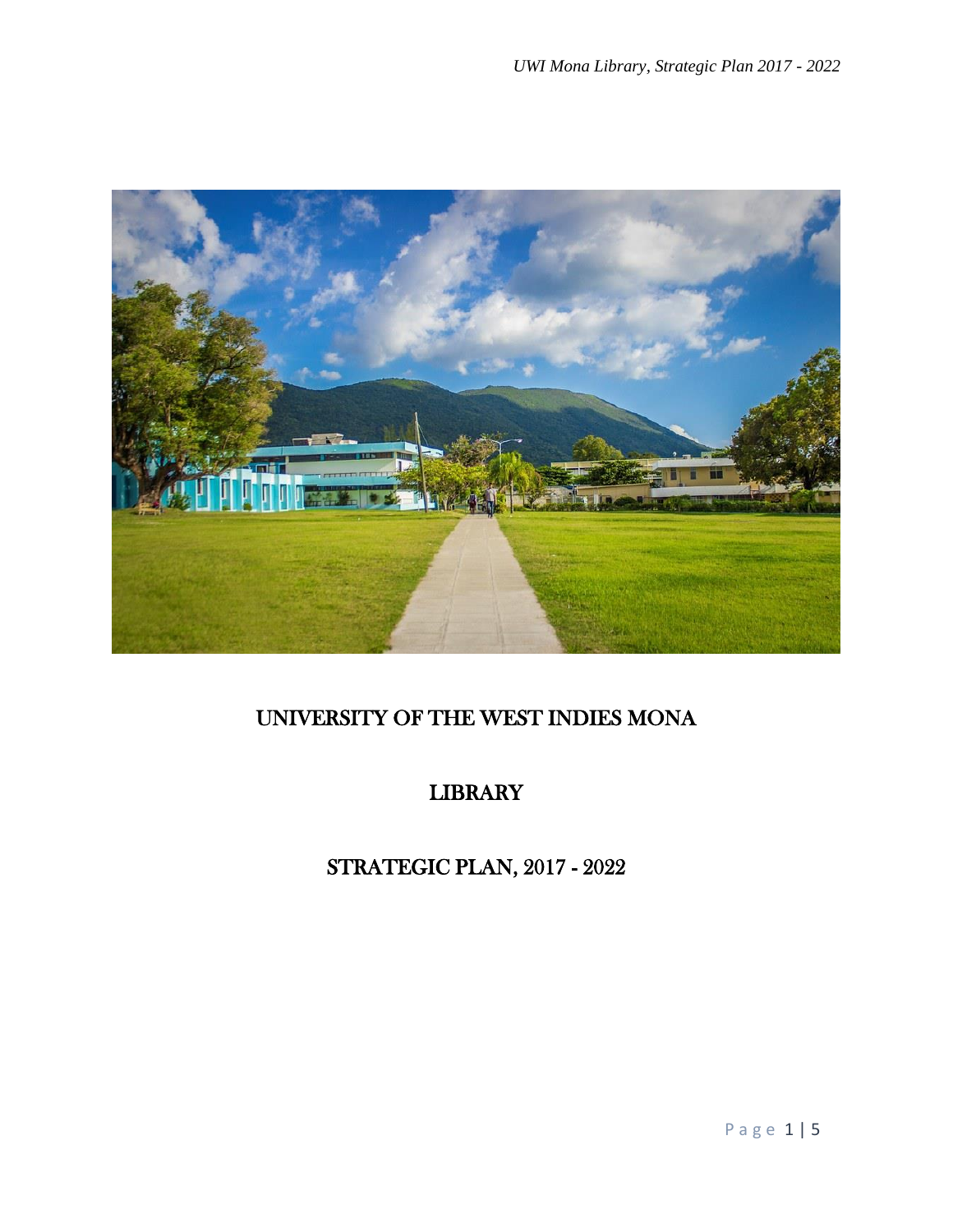# UNIVERSITY OF THE WEST INDIES MONA

# LIBRARY

# STRATEGIC PLAN, 2017 - 2022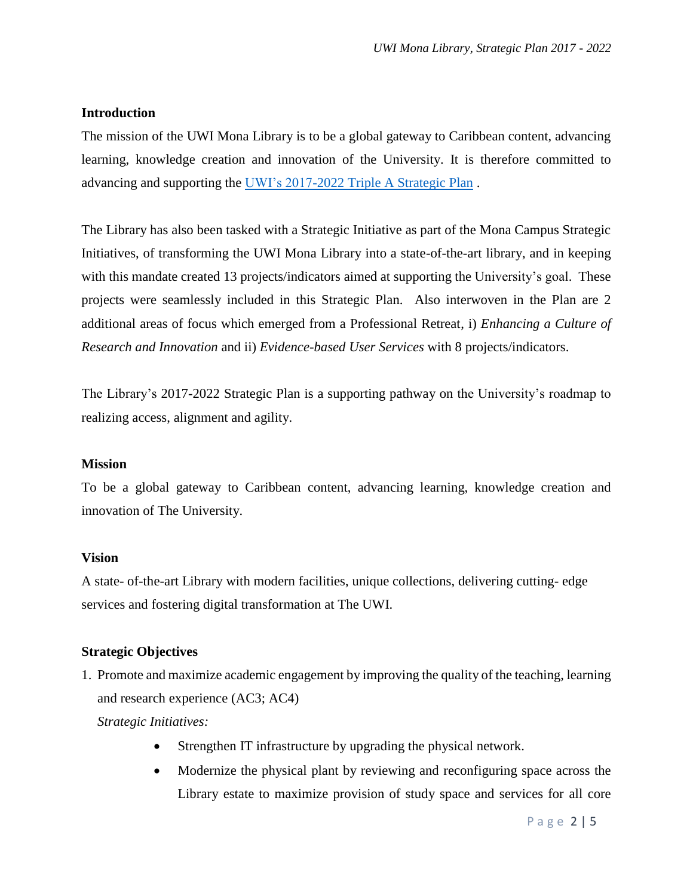## Introduction

The mission of the UWI Mona Library is to be a global gateway to Caribbean content, advancing learning, knowledge creation and innovation of the University. It is therefore committed to advancing and supporting the [UWI's 2017-2022 Triple A Strategic Plan](UWI's 2017-2022 Triple A Strategic Plan) .

The Library has also been tasked with a Strategic Initiative as part of the Mona Campus Strategic Initiatives, of transforming the UWI Mona Library into a state-of-the-art library, and in keeping with this mandate created 13 projects/indicators aimed at supporting the University's goal. These projects were seamlessly included in this Strategic Plan. Also interwoven in the Plan are 2 additional areas of focus which emerged from a Professional Retreat, i) *Enhancing a Culture of Research and Innovation* and ii) *Evidence-based User Services* with 8 projects/indicators.

The Library's 2017-2022 Strategic Plan is a supporting pathway on the University's roadmap to realizing access, alignment and agility.

## Mission

To be a global gateway to Caribbean content, advancing learning, knowledge creation and innovation of The University.

## Vision

A state- of-the-art Library with modern facilities, unique collections, delivering cutting- edge services and fostering digital transformation at The UWI.

## Strategic Objectives

1. Promote and maximize academic engagement by improving the quality of the teaching, learning and research experience (AC3; AC4)

   *Strategic Initiatives:*

   - Strengthen IT infrastructure by upgrading the physical network.
   - Modernize the physical plant by reviewing and reconfiguring space across the Library estate to maximize provision of study space and services for all core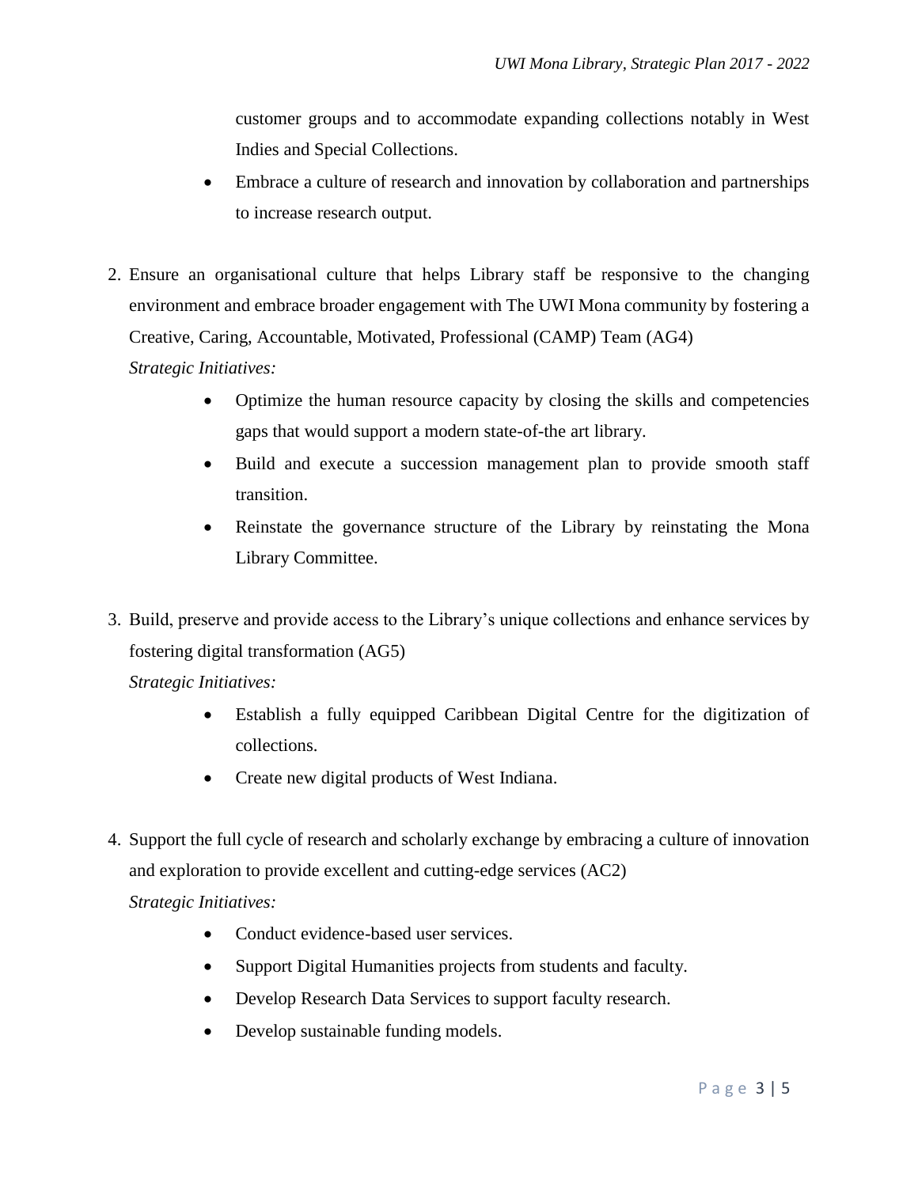customer groups and to accommodate expanding collections notably in West Indies and Special Collections.

- Embrace a culture of research and innovation by collaboration and partnerships to increase research output.

2. Ensure an organisational culture that helps Library staff be responsive to the changing environment and embrace broader engagement with The UWI Mona community by fostering a Creative, Caring, Accountable, Motivated, Professional (CAMP) Team (AG4)

   *Strategic Initiatives:*

   - Optimize the human resource capacity by closing the skills and competencies gaps that would support a modern state-of-the art library.
   - Build and execute a succession management plan to provide smooth staff transition.
   - Reinstate the governance structure of the Library by reinstating the Mona Library Committee.

3. Build, preserve and provide access to the Library's unique collections and enhance services by fostering digital transformation (AG5)

   *Strategic Initiatives:*

   - Establish a fully equipped Caribbean Digital Centre for the digitization of collections.
   - Create new digital products of West Indiana.

4. Support the full cycle of research and scholarly exchange by embracing a culture of innovation and exploration to provide excellent and cutting-edge services (AC2)

   *Strategic Initiatives:*

   - Conduct evidence-based user services.
   - Support Digital Humanities projects from students and faculty.
   - Develop Research Data Services to support faculty research.
   - Develop sustainable funding models.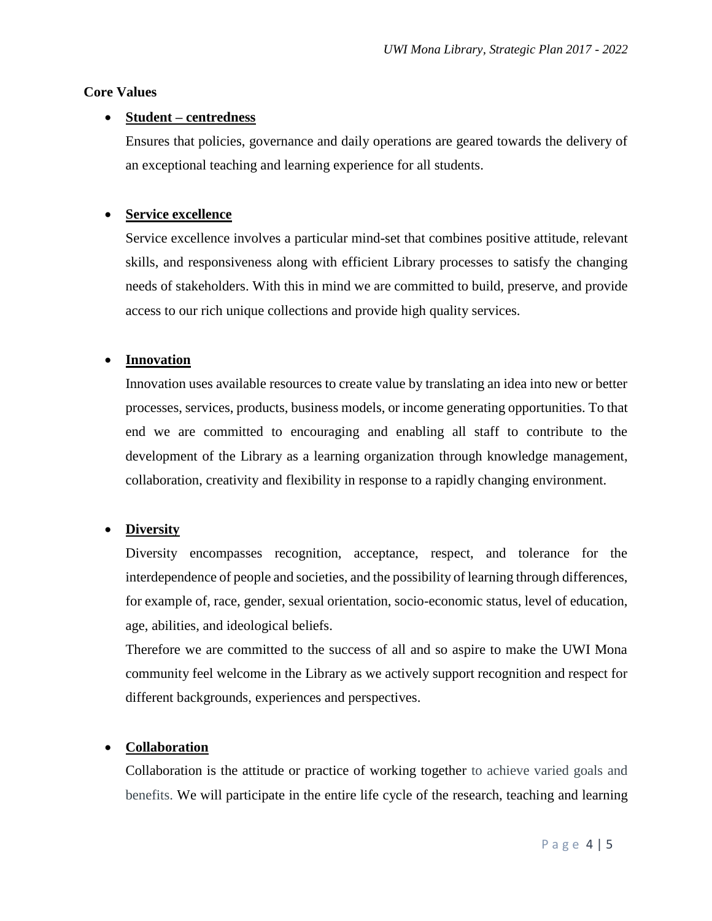**Core Values**

- **Student – centredness**

  Ensures that policies, governance and daily operations are geared towards the delivery of an exceptional teaching and learning experience for all students.

- **Service excellence**

  Service excellence involves a particular mind-set that combines positive attitude, relevant skills, and responsiveness along with efficient Library processes to satisfy the changing needs of stakeholders. With this in mind we are committed to build, preserve, and provide access to our rich unique collections and provide high quality services.

- **Innovation**

  Innovation uses available resources to create value by translating an idea into new or better processes, services, products, business models, or income generating opportunities. To that end we are committed to encouraging and enabling all staff to contribute to the development of the Library as a learning organization through knowledge management, collaboration, creativity and flexibility in response to a rapidly changing environment.

- **Diversity**

  Diversity encompasses recognition, acceptance, respect, and tolerance for the interdependence of people and societies, and the possibility of learning through differences, for example of, race, gender, sexual orientation, socio-economic status, level of education, age, abilities, and ideological beliefs.

  Therefore we are committed to the success of all and so aspire to make the UWI Mona community feel welcome in the Library as we actively support recognition and respect for different backgrounds, experiences and perspectives.

- **Collaboration**

  Collaboration is the attitude or practice of working together to achieve varied goals and benefits. We will participate in the entire life cycle of the research, teaching and learning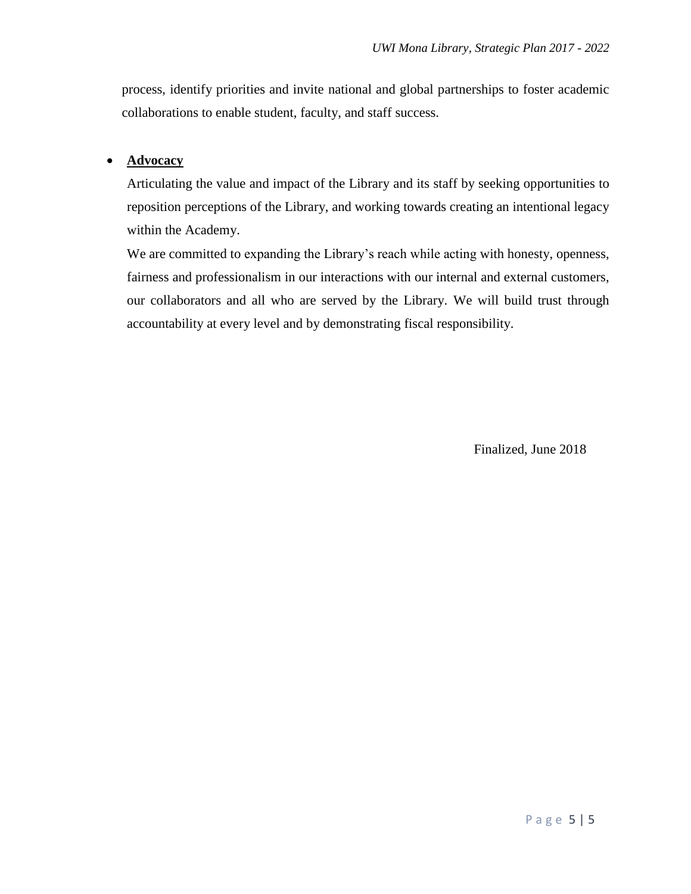process, identify priorities and invite national and global partnerships to foster academic collaborations to enable student, faculty, and staff success.

- **Advocacy**

  Articulating the value and impact of the Library and its staff by seeking opportunities to reposition perceptions of the Library, and working towards creating an intentional legacy within the Academy.

  We are committed to expanding the Library's reach while acting with honesty, openness, fairness and professionalism in our interactions with our internal and external customers, our collaborators and all who are served by the Library. We will build trust through accountability at every level and by demonstrating fiscal responsibility.

Finalized, June 2018